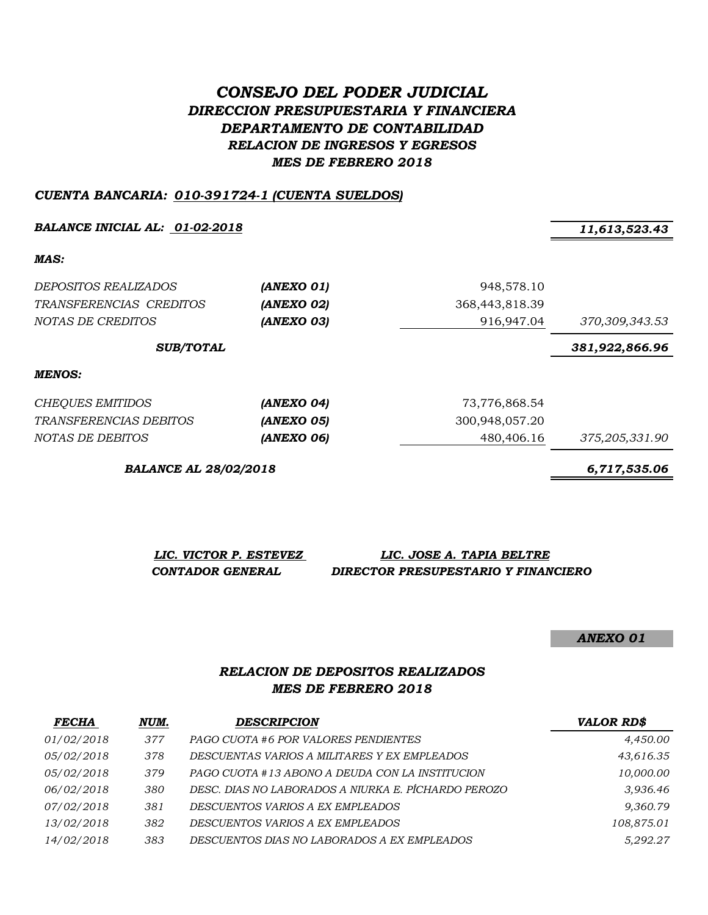# *CONSEJO DEL PODER JUDICIAL*

## *DIRECCION PRESUPUESTARIA Y FINANCIERA*

## *DEPARTAMENTO DE CONTABILIDAD*

### *RELACION DE INGRESOS Y EGRESOS*

### *MES DE FEBRERO 2018*

***CUENTA BANCARIA: 010-391724-1 (CUENTA SUELDOS)***

| | | | |
|---|---|---|---|
| ***BALANCE INICIAL AL: 01-02-2018*** | | | ***11,613,523.43*** |
| ***MAS:*** | | | |
| *DEPOSITOS REALIZADOS* | ***(ANEXO 01)*** | 948,578.10 | |
| *TRANSFERENCIAS CREDITOS* | ***(ANEXO 02)*** | 368,443,818.39 | |
| *NOTAS DE CREDITOS* | ***(ANEXO 03)*** | 916,947.04 | *370,309,343.53* |
| ***SUB/TOTAL*** | | | ***381,922,866.96*** |
| ***MENOS:*** | | | |
| *CHEQUES EMITIDOS* | ***(ANEXO 04)*** | 73,776,868.54 | |
| *TRANSFERENCIAS DEBITOS* | ***(ANEXO 05)*** | 300,948,057.20 | |
| *NOTAS DE DEBITOS* | ***(ANEXO 06)*** | 480,406.16 | *375,205,331.90* |
| ***BALANCE AL 28/02/2018*** | | | ***6,717,535.06*** |

***LIC. VICTOR P. ESTEVEZ***
***CONTADOR GENERAL***

***LIC. JOSE A. TAPIA BELTRE***
***DIRECTOR PRESUPESTARIO Y FINANCIERO***

***ANEXO 01***

### *RELACION DE DEPOSITOS REALIZADOS*
### *MES DE FEBRERO 2018*

| ***FECHA*** | ***NUM.*** | ***DESCRIPCION*** | ***VALOR RD$*** |
|---|---|---|---|
| *01/02/2018* | *377* | *PAGO CUOTA #6 POR VALORES PENDIENTES* | *4,450.00* |
| *05/02/2018* | *378* | *DESCUENTAS VARIOS A MILITARES Y EX EMPLEADOS* | *43,616.35* |
| *05/02/2018* | *379* | *PAGO CUOTA #13 ABONO A DEUDA CON LA INSTITUCION* | *10,000.00* |
| *06/02/2018* | *380* | *DESC. DIAS NO LABORADOS A NIURKA E. PÍCHARDO PEROZO* | *3,936.46* |
| *07/02/2018* | *381* | *DESCUENTOS VARIOS A EX EMPLEADOS* | *9,360.79* |
| *13/02/2018* | *382* | *DESCUENTOS VARIOS A EX EMPLEADOS* | *108,875.01* |
| *14/02/2018* | *383* | *DESCUENTOS DIAS NO LABORADOS A EX EMPLEADOS* | *5,292.27* |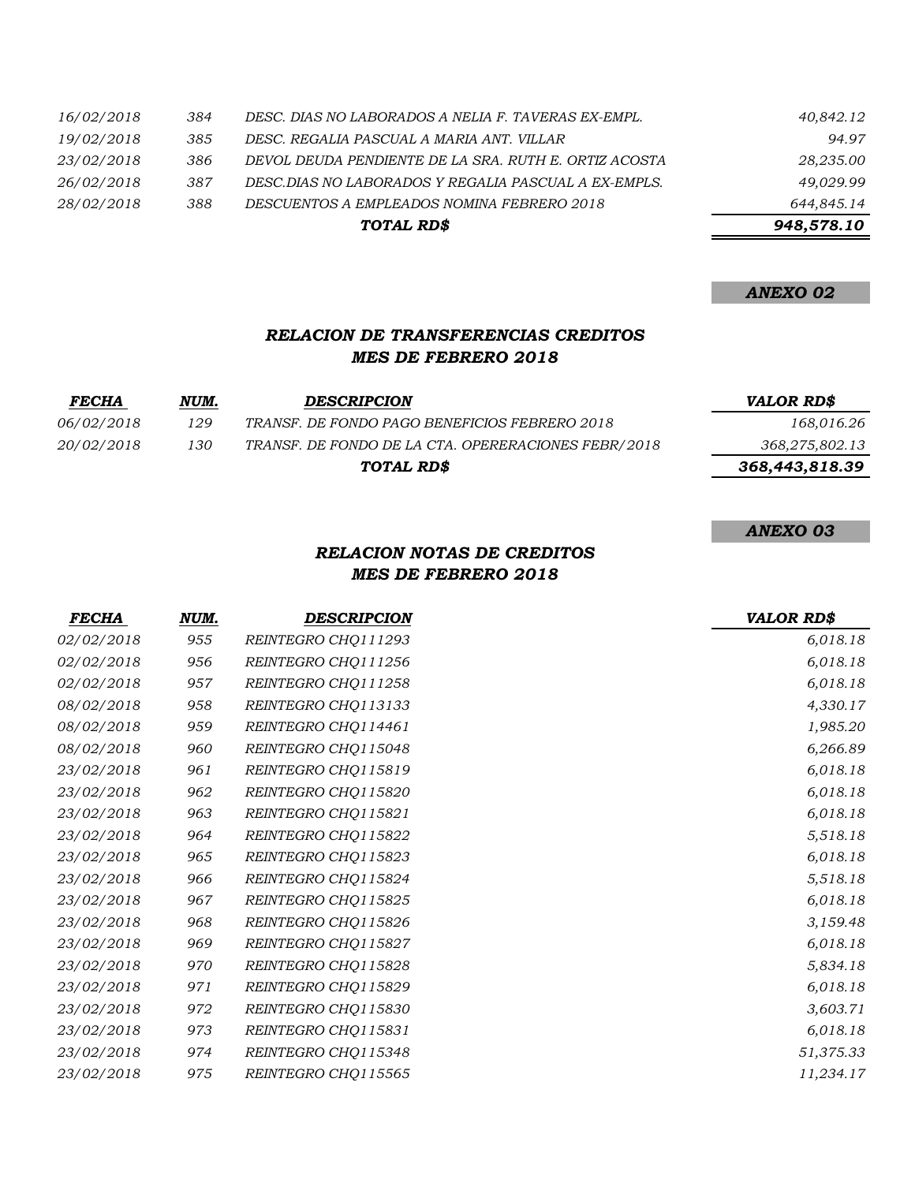| | | | |
|---|---|---|---|
| *16/02/2018* | *384* | *DESC. DIAS NO LABORADOS A NELIA F. TAVERAS EX-EMPL.* | *40,842.12* |
| *19/02/2018* | *385* | *DESC. REGALIA PASCUAL A MARIA ANT. VILLAR* | *94.97* |
| *23/02/2018* | *386* | *DEVOL DEUDA PENDIENTE DE LA SRA. RUTH E. ORTIZ ACOSTA* | *28,235.00* |
| *26/02/2018* | *387* | *DESC.DIAS NO LABORADOS Y REGALIA PASCUAL A EX-EMPLS.* | *49,029.99* |
| *28/02/2018* | *388* | *DESCUENTOS A EMPLEADOS NOMINA FEBRERO 2018* | *644,845.14* |
| | | ***TOTAL RD$*** | ***948,578.10*** |

***ANEXO 02***

### *RELACION DE TRANSFERENCIAS CREDITOS*
### *MES DE FEBRERO 2018*

| ***FECHA*** | ***NUM.*** | ***DESCRIPCION*** | ***VALOR RD$*** |
|---|---|---|---|
| *06/02/2018* | *129* | *TRANSF. DE FONDO PAGO BENEFICIOS FEBRERO 2018* | *168,016.26* |
| *20/02/2018* | *130* | *TRANSF. DE FONDO DE LA CTA. OPERERACIONES FEBR/2018* | *368,275,802.13* |
| | | ***TOTAL RD$*** | ***368,443,818.39*** |

***ANEXO 03***

### *RELACION NOTAS DE CREDITOS*
### *MES DE FEBRERO 2018*

| ***FECHA*** | ***NUM.*** | ***DESCRIPCION*** | ***VALOR RD$*** |
|---|---|---|---|
| *02/02/2018* | *955* | *REINTEGRO CHQ111293* | *6,018.18* |
| *02/02/2018* | *956* | *REINTEGRO CHQ111256* | *6,018.18* |
| *02/02/2018* | *957* | *REINTEGRO CHQ111258* | *6,018.18* |
| *08/02/2018* | *958* | *REINTEGRO CHQ113133* | *4,330.17* |
| *08/02/2018* | *959* | *REINTEGRO CHQ114461* | *1,985.20* |
| *08/02/2018* | *960* | *REINTEGRO CHQ115048* | *6,266.89* |
| *23/02/2018* | *961* | *REINTEGRO CHQ115819* | *6,018.18* |
| *23/02/2018* | *962* | *REINTEGRO CHQ115820* | *6,018.18* |
| *23/02/2018* | *963* | *REINTEGRO CHQ115821* | *6,018.18* |
| *23/02/2018* | *964* | *REINTEGRO CHQ115822* | *5,518.18* |
| *23/02/2018* | *965* | *REINTEGRO CHQ115823* | *6,018.18* |
| *23/02/2018* | *966* | *REINTEGRO CHQ115824* | *5,518.18* |
| *23/02/2018* | *967* | *REINTEGRO CHQ115825* | *6,018.18* |
| *23/02/2018* | *968* | *REINTEGRO CHQ115826* | *3,159.48* |
| *23/02/2018* | *969* | *REINTEGRO CHQ115827* | *6,018.18* |
| *23/02/2018* | *970* | *REINTEGRO CHQ115828* | *5,834.18* |
| *23/02/2018* | *971* | *REINTEGRO CHQ115829* | *6,018.18* |
| *23/02/2018* | *972* | *REINTEGRO CHQ115830* | *3,603.71* |
| *23/02/2018* | *973* | *REINTEGRO CHQ115831* | *6,018.18* |
| *23/02/2018* | *974* | *REINTEGRO CHQ115348* | *51,375.33* |
| *23/02/2018* | *975* | *REINTEGRO CHQ115565* | *11,234.17* |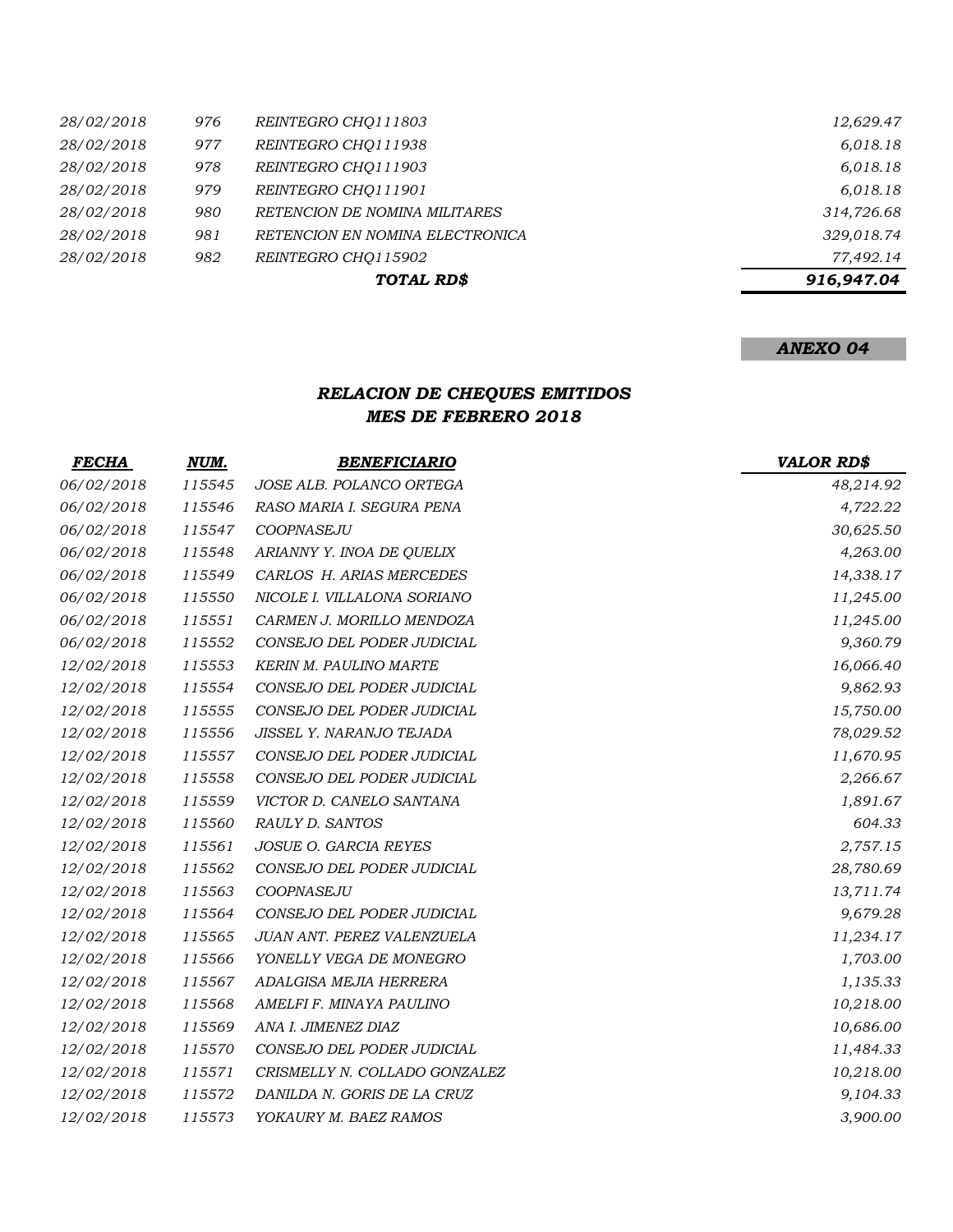| | | | |
|---|---|---|---|
| *28/02/2018* | *976* | *REINTEGRO CHQ111803* | *12,629.47* |
| *28/02/2018* | *977* | *REINTEGRO CHQ111938* | *6,018.18* |
| *28/02/2018* | *978* | *REINTEGRO CHQ111903* | *6,018.18* |
| *28/02/2018* | *979* | *REINTEGRO CHQ111901* | *6,018.18* |
| *28/02/2018* | *980* | *RETENCION DE NOMINA MILITARES* | *314,726.68* |
| *28/02/2018* | *981* | *RETENCION EN NOMINA ELECTRONICA* | *329,018.74* |
| *28/02/2018* | *982* | *REINTEGRO CHQ115902* | *77,492.14* |
| | | ***TOTAL RD$*** | ***916,947.04*** |

***ANEXO 04***

## *RELACION DE CHEQUES EMITIDOS*
## *MES DE FEBRERO 2018*

| ***FECHA*** | ***NUM.*** | ***BENEFICIARIO*** | ***VALOR RD$*** |
|---|---|---|---|
| *06/02/2018* | *115545* | *JOSE ALB. POLANCO ORTEGA* | *48,214.92* |
| *06/02/2018* | *115546* | *RASO MARIA I. SEGURA PENA* | *4,722.22* |
| *06/02/2018* | *115547* | *COOPNASEJU* | *30,625.50* |
| *06/02/2018* | *115548* | *ARIANNY Y. INOA DE QUELIX* | *4,263.00* |
| *06/02/2018* | *115549* | *CARLOS H. ARIAS MERCEDES* | *14,338.17* |
| *06/02/2018* | *115550* | *NICOLE I. VILLALONA SORIANO* | *11,245.00* |
| *06/02/2018* | *115551* | *CARMEN J. MORILLO MENDOZA* | *11,245.00* |
| *06/02/2018* | *115552* | *CONSEJO DEL PODER JUDICIAL* | *9,360.79* |
| *12/02/2018* | *115553* | *KERIN M. PAULINO MARTE* | *16,066.40* |
| *12/02/2018* | *115554* | *CONSEJO DEL PODER JUDICIAL* | *9,862.93* |
| *12/02/2018* | *115555* | *CONSEJO DEL PODER JUDICIAL* | *15,750.00* |
| *12/02/2018* | *115556* | *JISSEL Y. NARANJO TEJADA* | *78,029.52* |
| *12/02/2018* | *115557* | *CONSEJO DEL PODER JUDICIAL* | *11,670.95* |
| *12/02/2018* | *115558* | *CONSEJO DEL PODER JUDICIAL* | *2,266.67* |
| *12/02/2018* | *115559* | *VICTOR D. CANELO SANTANA* | *1,891.67* |
| *12/02/2018* | *115560* | *RAULY D. SANTOS* | *604.33* |
| *12/02/2018* | *115561* | *JOSUE O. GARCIA REYES* | *2,757.15* |
| *12/02/2018* | *115562* | *CONSEJO DEL PODER JUDICIAL* | *28,780.69* |
| *12/02/2018* | *115563* | *COOPNASEJU* | *13,711.74* |
| *12/02/2018* | *115564* | *CONSEJO DEL PODER JUDICIAL* | *9,679.28* |
| *12/02/2018* | *115565* | *JUAN ANT. PEREZ VALENZUELA* | *11,234.17* |
| *12/02/2018* | *115566* | *YONELLY VEGA DE MONEGRO* | *1,703.00* |
| *12/02/2018* | *115567* | *ADALGISA MEJIA HERRERA* | *1,135.33* |
| *12/02/2018* | *115568* | *AMELFI F. MINAYA PAULINO* | *10,218.00* |
| *12/02/2018* | *115569* | *ANA I. JIMENEZ DIAZ* | *10,686.00* |
| *12/02/2018* | *115570* | *CONSEJO DEL PODER JUDICIAL* | *11,484.33* |
| *12/02/2018* | *115571* | *CRISMELLY N. COLLADO GONZALEZ* | *10,218.00* |
| *12/02/2018* | *115572* | *DANILDA N. GORIS DE LA CRUZ* | *9,104.33* |
| *12/02/2018* | *115573* | *YOKAURY M. BAEZ RAMOS* | *3,900.00* |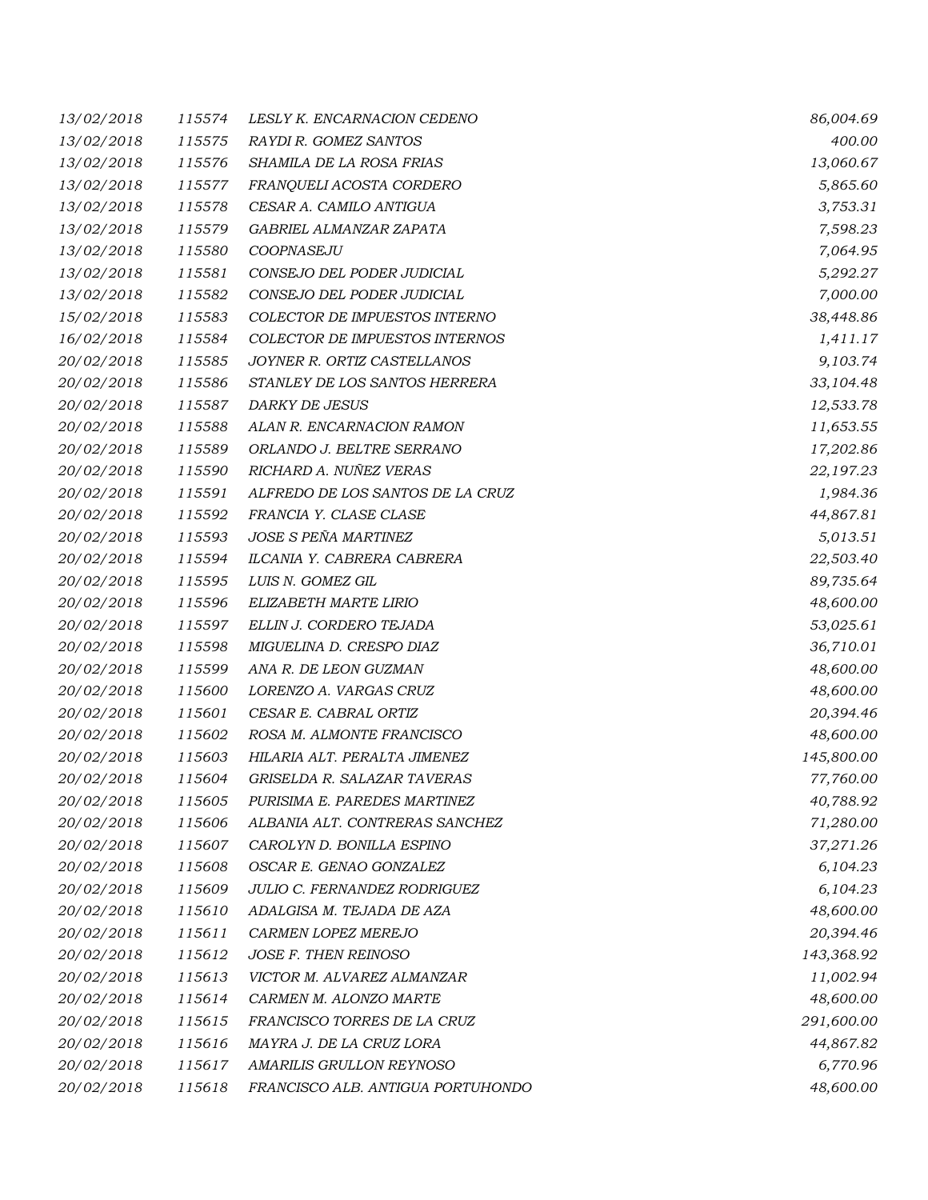| | | | |
|---|---|---|---|
| 13/02/2018 | 115574 | LESLY K. ENCARNACION CEDENO | 86,004.69 |
| 13/02/2018 | 115575 | RAYDI R. GOMEZ SANTOS | 400.00 |
| 13/02/2018 | 115576 | SHAMILA DE LA ROSA FRIAS | 13,060.67 |
| 13/02/2018 | 115577 | FRANQUELI ACOSTA CORDERO | 5,865.60 |
| 13/02/2018 | 115578 | CESAR A. CAMILO ANTIGUA | 3,753.31 |
| 13/02/2018 | 115579 | GABRIEL ALMANZAR ZAPATA | 7,598.23 |
| 13/02/2018 | 115580 | COOPNASEJU | 7,064.95 |
| 13/02/2018 | 115581 | CONSEJO DEL PODER JUDICIAL | 5,292.27 |
| 13/02/2018 | 115582 | CONSEJO DEL PODER JUDICIAL | 7,000.00 |
| 15/02/2018 | 115583 | COLECTOR DE IMPUESTOS INTERNO | 38,448.86 |
| 16/02/2018 | 115584 | COLECTOR DE IMPUESTOS INTERNOS | 1,411.17 |
| 20/02/2018 | 115585 | JOYNER R. ORTIZ CASTELLANOS | 9,103.74 |
| 20/02/2018 | 115586 | STANLEY DE LOS SANTOS HERRERA | 33,104.48 |
| 20/02/2018 | 115587 | DARKY DE JESUS | 12,533.78 |
| 20/02/2018 | 115588 | ALAN R. ENCARNACION RAMON | 11,653.55 |
| 20/02/2018 | 115589 | ORLANDO J. BELTRE SERRANO | 17,202.86 |
| 20/02/2018 | 115590 | RICHARD A. NUÑEZ VERAS | 22,197.23 |
| 20/02/2018 | 115591 | ALFREDO DE LOS SANTOS DE LA CRUZ | 1,984.36 |
| 20/02/2018 | 115592 | FRANCIA Y. CLASE CLASE | 44,867.81 |
| 20/02/2018 | 115593 | JOSE S PEÑA MARTINEZ | 5,013.51 |
| 20/02/2018 | 115594 | ILCANIA Y. CABRERA CABRERA | 22,503.40 |
| 20/02/2018 | 115595 | LUIS N. GOMEZ GIL | 89,735.64 |
| 20/02/2018 | 115596 | ELIZABETH MARTE LIRIO | 48,600.00 |
| 20/02/2018 | 115597 | ELLIN J. CORDERO TEJADA | 53,025.61 |
| 20/02/2018 | 115598 | MIGUELINA D. CRESPO DIAZ | 36,710.01 |
| 20/02/2018 | 115599 | ANA R. DE LEON GUZMAN | 48,600.00 |
| 20/02/2018 | 115600 | LORENZO A. VARGAS CRUZ | 48,600.00 |
| 20/02/2018 | 115601 | CESAR E. CABRAL ORTIZ | 20,394.46 |
| 20/02/2018 | 115602 | ROSA M. ALMONTE FRANCISCO | 48,600.00 |
| 20/02/2018 | 115603 | HILARIA ALT. PERALTA JIMENEZ | 145,800.00 |
| 20/02/2018 | 115604 | GRISELDA R. SALAZAR TAVERAS | 77,760.00 |
| 20/02/2018 | 115605 | PURISIMA E. PAREDES MARTINEZ | 40,788.92 |
| 20/02/2018 | 115606 | ALBANIA ALT. CONTRERAS SANCHEZ | 71,280.00 |
| 20/02/2018 | 115607 | CAROLYN D. BONILLA ESPINO | 37,271.26 |
| 20/02/2018 | 115608 | OSCAR E. GENAO GONZALEZ | 6,104.23 |
| 20/02/2018 | 115609 | JULIO C. FERNANDEZ RODRIGUEZ | 6,104.23 |
| 20/02/2018 | 115610 | ADALGISA M. TEJADA DE AZA | 48,600.00 |
| 20/02/2018 | 115611 | CARMEN LOPEZ MEREJO | 20,394.46 |
| 20/02/2018 | 115612 | JOSE F. THEN REINOSO | 143,368.92 |
| 20/02/2018 | 115613 | VICTOR M. ALVAREZ ALMANZAR | 11,002.94 |
| 20/02/2018 | 115614 | CARMEN M. ALONZO MARTE | 48,600.00 |
| 20/02/2018 | 115615 | FRANCISCO TORRES DE LA CRUZ | 291,600.00 |
| 20/02/2018 | 115616 | MAYRA J. DE LA CRUZ LORA | 44,867.82 |
| 20/02/2018 | 115617 | AMARILIS GRULLON REYNOSO | 6,770.96 |
| 20/02/2018 | 115618 | FRANCISCO ALB. ANTIGUA PORTUHONDO | 48,600.00 |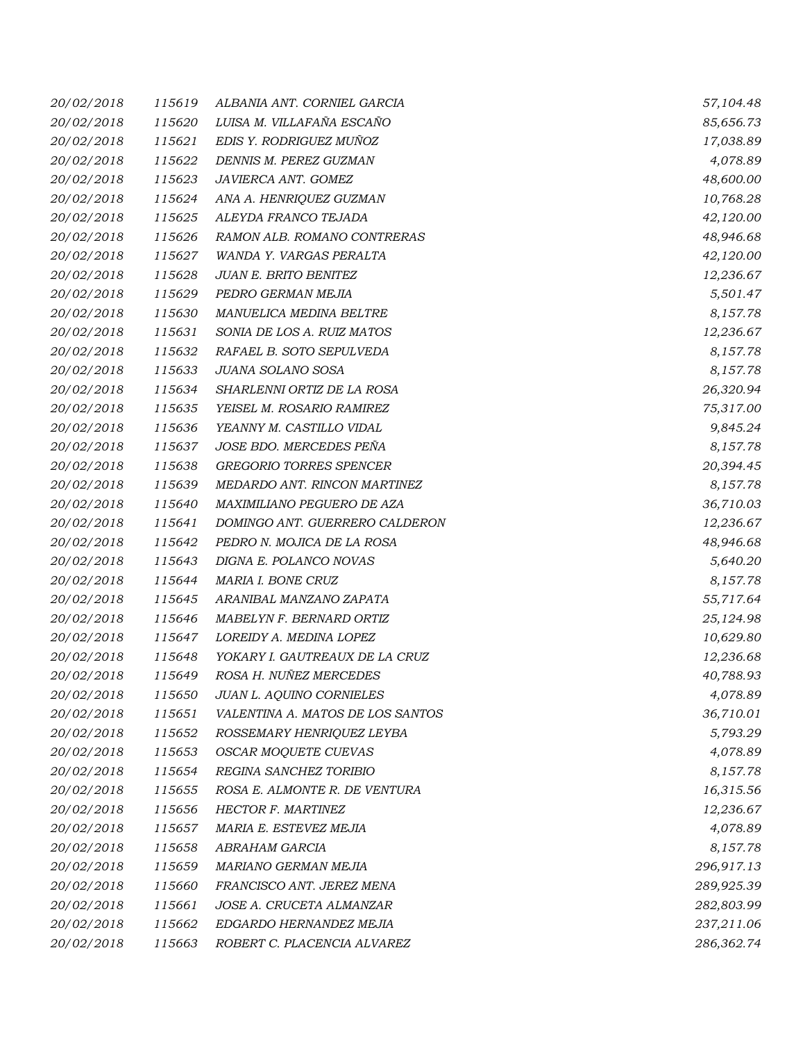| | | | |
|---|---|---|---|
| 20/02/2018 | 115619 | ALBANIA ANT. CORNIEL GARCIA | 57,104.48 |
| 20/02/2018 | 115620 | LUISA M. VILLAFAÑA ESCAÑO | 85,656.73 |
| 20/02/2018 | 115621 | EDIS Y. RODRIGUEZ MUÑOZ | 17,038.89 |
| 20/02/2018 | 115622 | DENNIS M. PEREZ GUZMAN | 4,078.89 |
| 20/02/2018 | 115623 | JAVIERCA ANT. GOMEZ | 48,600.00 |
| 20/02/2018 | 115624 | ANA A. HENRIQUEZ GUZMAN | 10,768.28 |
| 20/02/2018 | 115625 | ALEYDA FRANCO TEJADA | 42,120.00 |
| 20/02/2018 | 115626 | RAMON ALB. ROMANO CONTRERAS | 48,946.68 |
| 20/02/2018 | 115627 | WANDA Y. VARGAS PERALTA | 42,120.00 |
| 20/02/2018 | 115628 | JUAN E. BRITO BENITEZ | 12,236.67 |
| 20/02/2018 | 115629 | PEDRO GERMAN MEJIA | 5,501.47 |
| 20/02/2018 | 115630 | MANUELICA MEDINA BELTRE | 8,157.78 |
| 20/02/2018 | 115631 | SONIA DE LOS A. RUIZ MATOS | 12,236.67 |
| 20/02/2018 | 115632 | RAFAEL B. SOTO SEPULVEDA | 8,157.78 |
| 20/02/2018 | 115633 | JUANA SOLANO SOSA | 8,157.78 |
| 20/02/2018 | 115634 | SHARLENNI ORTIZ DE LA ROSA | 26,320.94 |
| 20/02/2018 | 115635 | YEISEL M. ROSARIO RAMIREZ | 75,317.00 |
| 20/02/2018 | 115636 | YEANNY M. CASTILLO VIDAL | 9,845.24 |
| 20/02/2018 | 115637 | JOSE BDO. MERCEDES PEÑA | 8,157.78 |
| 20/02/2018 | 115638 | GREGORIO TORRES SPENCER | 20,394.45 |
| 20/02/2018 | 115639 | MEDARDO ANT. RINCON MARTINEZ | 8,157.78 |
| 20/02/2018 | 115640 | MAXIMILIANO PEGUERO DE AZA | 36,710.03 |
| 20/02/2018 | 115641 | DOMINGO ANT. GUERRERO CALDERON | 12,236.67 |
| 20/02/2018 | 115642 | PEDRO N. MOJICA DE LA ROSA | 48,946.68 |
| 20/02/2018 | 115643 | DIGNA E. POLANCO NOVAS | 5,640.20 |
| 20/02/2018 | 115644 | MARIA I. BONE CRUZ | 8,157.78 |
| 20/02/2018 | 115645 | ARANIBAL MANZANO ZAPATA | 55,717.64 |
| 20/02/2018 | 115646 | MABELYN F. BERNARD ORTIZ | 25,124.98 |
| 20/02/2018 | 115647 | LOREIDY A. MEDINA LOPEZ | 10,629.80 |
| 20/02/2018 | 115648 | YOKARY I. GAUTREAUX DE LA CRUZ | 12,236.68 |
| 20/02/2018 | 115649 | ROSA H. NUÑEZ MERCEDES | 40,788.93 |
| 20/02/2018 | 115650 | JUAN L. AQUINO CORNIELES | 4,078.89 |
| 20/02/2018 | 115651 | VALENTINA A. MATOS DE LOS SANTOS | 36,710.01 |
| 20/02/2018 | 115652 | ROSSEMARY HENRIQUEZ LEYBA | 5,793.29 |
| 20/02/2018 | 115653 | OSCAR MOQUETE CUEVAS | 4,078.89 |
| 20/02/2018 | 115654 | REGINA SANCHEZ TORIBIO | 8,157.78 |
| 20/02/2018 | 115655 | ROSA E. ALMONTE R. DE VENTURA | 16,315.56 |
| 20/02/2018 | 115656 | HECTOR F. MARTINEZ | 12,236.67 |
| 20/02/2018 | 115657 | MARIA E. ESTEVEZ MEJIA | 4,078.89 |
| 20/02/2018 | 115658 | ABRAHAM GARCIA | 8,157.78 |
| 20/02/2018 | 115659 | MARIANO GERMAN MEJIA | 296,917.13 |
| 20/02/2018 | 115660 | FRANCISCO ANT. JEREZ MENA | 289,925.39 |
| 20/02/2018 | 115661 | JOSE A. CRUCETA ALMANZAR | 282,803.99 |
| 20/02/2018 | 115662 | EDGARDO HERNANDEZ MEJIA | 237,211.06 |
| 20/02/2018 | 115663 | ROBERT C. PLACENCIA ALVAREZ | 286,362.74 |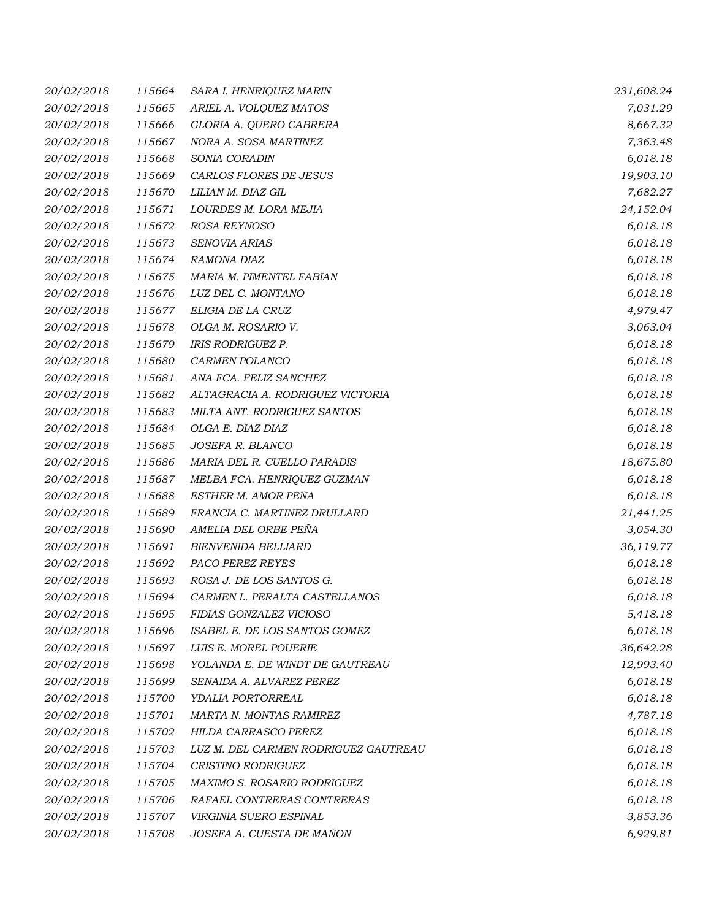| | | | |
|---|---|---|---|
| *20/02/2018* | *115664* | *SARA I. HENRIQUEZ MARIN* | *231,608.24* |
| *20/02/2018* | *115665* | *ARIEL A. VOLQUEZ MATOS* | *7,031.29* |
| *20/02/2018* | *115666* | *GLORIA A. QUERO CABRERA* | *8,667.32* |
| *20/02/2018* | *115667* | *NORA A. SOSA MARTINEZ* | *7,363.48* |
| *20/02/2018* | *115668* | *SONIA CORADIN* | *6,018.18* |
| *20/02/2018* | *115669* | *CARLOS FLORES DE JESUS* | *19,903.10* |
| *20/02/2018* | *115670* | *LILIAN M. DIAZ GIL* | *7,682.27* |
| *20/02/2018* | *115671* | *LOURDES M. LORA MEJIA* | *24,152.04* |
| *20/02/2018* | *115672* | *ROSA REYNOSO* | *6,018.18* |
| *20/02/2018* | *115673* | *SENOVIA ARIAS* | *6,018.18* |
| *20/02/2018* | *115674* | *RAMONA DIAZ* | *6,018.18* |
| *20/02/2018* | *115675* | *MARIA M. PIMENTEL FABIAN* | *6,018.18* |
| *20/02/2018* | *115676* | *LUZ DEL C. MONTANO* | *6,018.18* |
| *20/02/2018* | *115677* | *ELIGIA DE LA CRUZ* | *4,979.47* |
| *20/02/2018* | *115678* | *OLGA M. ROSARIO V.* | *3,063.04* |
| *20/02/2018* | *115679* | *IRIS RODRIGUEZ P.* | *6,018.18* |
| *20/02/2018* | *115680* | *CARMEN POLANCO* | *6,018.18* |
| *20/02/2018* | *115681* | *ANA FCA. FELIZ SANCHEZ* | *6,018.18* |
| *20/02/2018* | *115682* | *ALTAGRACIA A. RODRIGUEZ VICTORIA* | *6,018.18* |
| *20/02/2018* | *115683* | *MILTA ANT. RODRIGUEZ SANTOS* | *6,018.18* |
| *20/02/2018* | *115684* | *OLGA E. DIAZ DIAZ* | *6,018.18* |
| *20/02/2018* | *115685* | *JOSEFA R. BLANCO* | *6,018.18* |
| *20/02/2018* | *115686* | *MARIA DEL R. CUELLO PARADIS* | *18,675.80* |
| *20/02/2018* | *115687* | *MELBA FCA. HENRIQUEZ GUZMAN* | *6,018.18* |
| *20/02/2018* | *115688* | *ESTHER M. AMOR PEÑA* | *6,018.18* |
| *20/02/2018* | *115689* | *FRANCIA C. MARTINEZ DRULLARD* | *21,441.25* |
| *20/02/2018* | *115690* | *AMELIA DEL ORBE PEÑA* | *3,054.30* |
| *20/02/2018* | *115691* | *BIENVENIDA BELLIARD* | *36,119.77* |
| *20/02/2018* | *115692* | *PACO PEREZ REYES* | *6,018.18* |
| *20/02/2018* | *115693* | *ROSA J. DE LOS SANTOS G.* | *6,018.18* |
| *20/02/2018* | *115694* | *CARMEN L. PERALTA CASTELLANOS* | *6,018.18* |
| *20/02/2018* | *115695* | *FIDIAS GONZALEZ VICIOSO* | *5,418.18* |
| *20/02/2018* | *115696* | *ISABEL E. DE LOS SANTOS GOMEZ* | *6,018.18* |
| *20/02/2018* | *115697* | *LUIS E. MOREL POUERIE* | *36,642.28* |
| *20/02/2018* | *115698* | *YOLANDA E. DE WINDT DE GAUTREAU* | *12,993.40* |
| *20/02/2018* | *115699* | *SENAIDA A. ALVAREZ PEREZ* | *6,018.18* |
| *20/02/2018* | *115700* | *YDALIA PORTORREAL* | *6,018.18* |
| *20/02/2018* | *115701* | *MARTA N. MONTAS RAMIREZ* | *4,787.18* |
| *20/02/2018* | *115702* | *HILDA CARRASCO PEREZ* | *6,018.18* |
| *20/02/2018* | *115703* | *LUZ M. DEL CARMEN RODRIGUEZ GAUTREAU* | *6,018.18* |
| *20/02/2018* | *115704* | *CRISTINO RODRIGUEZ* | *6,018.18* |
| *20/02/2018* | *115705* | *MAXIMO S. ROSARIO RODRIGUEZ* | *6,018.18* |
| *20/02/2018* | *115706* | *RAFAEL CONTRERAS CONTRERAS* | *6,018.18* |
| *20/02/2018* | *115707* | *VIRGINIA SUERO ESPINAL* | *3,853.36* |
| *20/02/2018* | *115708* | *JOSEFA A. CUESTA DE MAÑON* | *6,929.81* |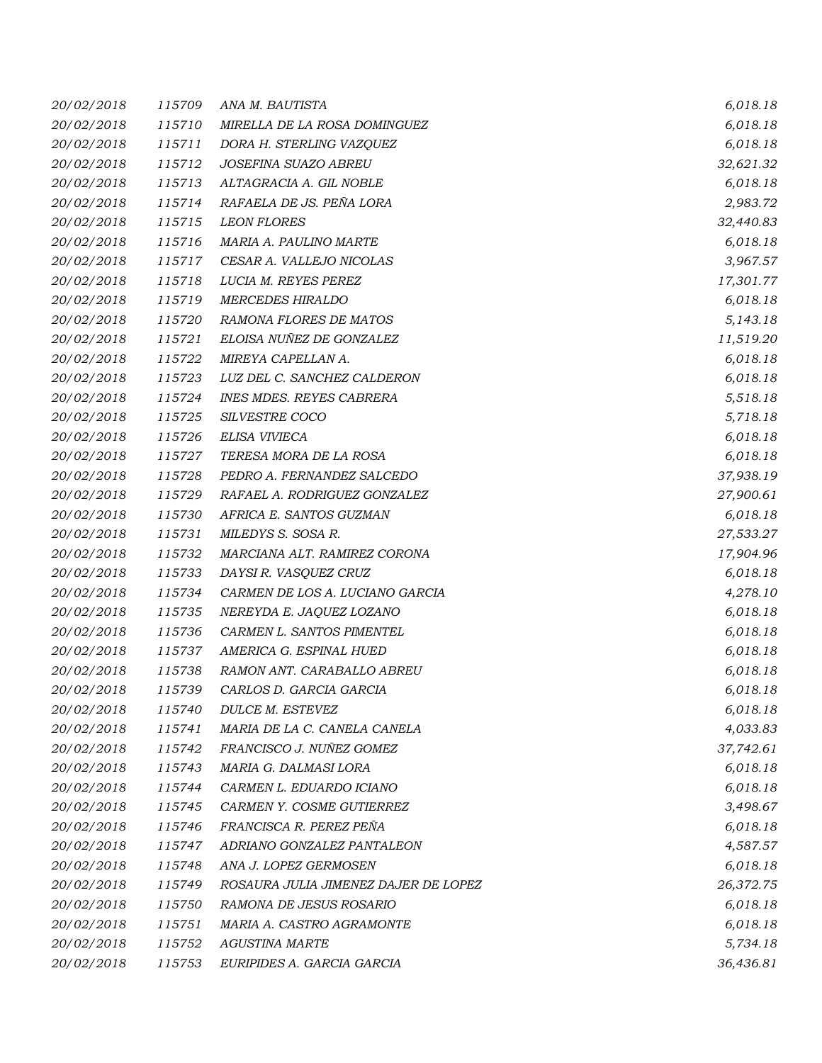| | | | |
|---|---|---|---|
| *20/02/2018* | *115709* | *ANA M. BAUTISTA* | *6,018.18* |
| *20/02/2018* | *115710* | *MIRELLA DE LA ROSA DOMINGUEZ* | *6,018.18* |
| *20/02/2018* | *115711* | *DORA H. STERLING VAZQUEZ* | *6,018.18* |
| *20/02/2018* | *115712* | *JOSEFINA SUAZO ABREU* | *32,621.32* |
| *20/02/2018* | *115713* | *ALTAGRACIA A. GIL NOBLE* | *6,018.18* |
| *20/02/2018* | *115714* | *RAFAELA DE JS. PEÑA LORA* | *2,983.72* |
| *20/02/2018* | *115715* | *LEON FLORES* | *32,440.83* |
| *20/02/2018* | *115716* | *MARIA A. PAULINO MARTE* | *6,018.18* |
| *20/02/2018* | *115717* | *CESAR A. VALLEJO NICOLAS* | *3,967.57* |
| *20/02/2018* | *115718* | *LUCIA M. REYES PEREZ* | *17,301.77* |
| *20/02/2018* | *115719* | *MERCEDES HIRALDO* | *6,018.18* |
| *20/02/2018* | *115720* | *RAMONA FLORES DE MATOS* | *5,143.18* |
| *20/02/2018* | *115721* | *ELOISA NUÑEZ DE GONZALEZ* | *11,519.20* |
| *20/02/2018* | *115722* | *MIREYA CAPELLAN A.* | *6,018.18* |
| *20/02/2018* | *115723* | *LUZ DEL C. SANCHEZ CALDERON* | *6,018.18* |
| *20/02/2018* | *115724* | *INES MDES. REYES CABRERA* | *5,518.18* |
| *20/02/2018* | *115725* | *SILVESTRE COCO* | *5,718.18* |
| *20/02/2018* | *115726* | *ELISA VIVIECA* | *6,018.18* |
| *20/02/2018* | *115727* | *TERESA MORA DE LA ROSA* | *6,018.18* |
| *20/02/2018* | *115728* | *PEDRO A. FERNANDEZ SALCEDO* | *37,938.19* |
| *20/02/2018* | *115729* | *RAFAEL A. RODRIGUEZ GONZALEZ* | *27,900.61* |
| *20/02/2018* | *115730* | *AFRICA E. SANTOS GUZMAN* | *6,018.18* |
| *20/02/2018* | *115731* | *MILEDYS S. SOSA R.* | *27,533.27* |
| *20/02/2018* | *115732* | *MARCIANA ALT. RAMIREZ CORONA* | *17,904.96* |
| *20/02/2018* | *115733* | *DAYSI R. VASQUEZ CRUZ* | *6,018.18* |
| *20/02/2018* | *115734* | *CARMEN DE LOS A. LUCIANO GARCIA* | *4,278.10* |
| *20/02/2018* | *115735* | *NEREYDA E. JAQUEZ LOZANO* | *6,018.18* |
| *20/02/2018* | *115736* | *CARMEN L. SANTOS PIMENTEL* | *6,018.18* |
| *20/02/2018* | *115737* | *AMERICA G. ESPINAL HUED* | *6,018.18* |
| *20/02/2018* | *115738* | *RAMON ANT. CARABALLO ABREU* | *6,018.18* |
| *20/02/2018* | *115739* | *CARLOS D. GARCIA GARCIA* | *6,018.18* |
| *20/02/2018* | *115740* | *DULCE M. ESTEVEZ* | *6,018.18* |
| *20/02/2018* | *115741* | *MARIA DE LA C. CANELA CANELA* | *4,033.83* |
| *20/02/2018* | *115742* | *FRANCISCO J. NUÑEZ GOMEZ* | *37,742.61* |
| *20/02/2018* | *115743* | *MARIA G. DALMASI LORA* | *6,018.18* |
| *20/02/2018* | *115744* | *CARMEN L. EDUARDO ICIANO* | *6,018.18* |
| *20/02/2018* | *115745* | *CARMEN Y. COSME GUTIERREZ* | *3,498.67* |
| *20/02/2018* | *115746* | *FRANCISCA R. PEREZ PEÑA* | *6,018.18* |
| *20/02/2018* | *115747* | *ADRIANO GONZALEZ PANTALEON* | *4,587.57* |
| *20/02/2018* | *115748* | *ANA J. LOPEZ GERMOSEN* | *6,018.18* |
| *20/02/2018* | *115749* | *ROSAURA JULIA JIMENEZ DAJER DE LOPEZ* | *26,372.75* |
| *20/02/2018* | *115750* | *RAMONA DE JESUS ROSARIO* | *6,018.18* |
| *20/02/2018* | *115751* | *MARIA A. CASTRO AGRAMONTE* | *6,018.18* |
| *20/02/2018* | *115752* | *AGUSTINA MARTE* | *5,734.18* |
| *20/02/2018* | *115753* | *EURIPIDES A. GARCIA GARCIA* | *36,436.81* |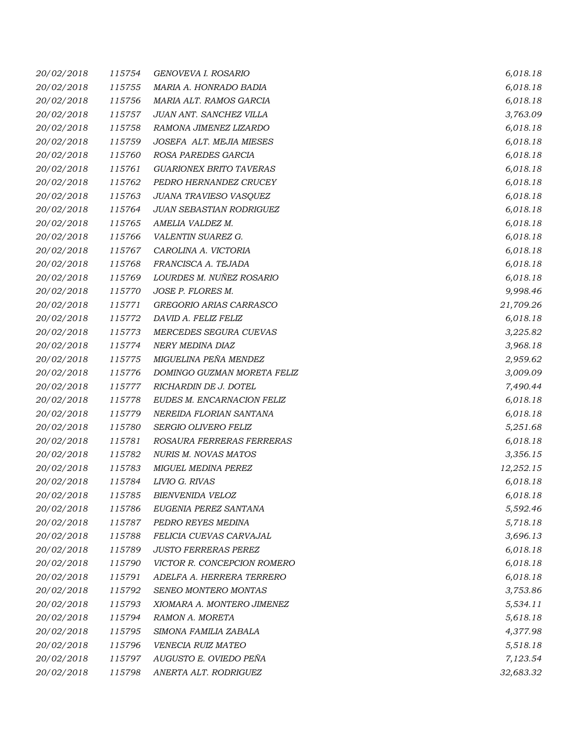| | | | |
|---|---|---|---|
| 20/02/2018 | 115754 | GENOVEVA I. ROSARIO | 6,018.18 |
| 20/02/2018 | 115755 | MARIA A. HONRADO BADIA | 6,018.18 |
| 20/02/2018 | 115756 | MARIA ALT. RAMOS GARCIA | 6,018.18 |
| 20/02/2018 | 115757 | JUAN ANT. SANCHEZ VILLA | 3,763.09 |
| 20/02/2018 | 115758 | RAMONA JIMENEZ LIZARDO | 6,018.18 |
| 20/02/2018 | 115759 | JOSEFA ALT. MEJIA MIESES | 6,018.18 |
| 20/02/2018 | 115760 | ROSA PAREDES GARCIA | 6,018.18 |
| 20/02/2018 | 115761 | GUARIONEX BRITO TAVERAS | 6,018.18 |
| 20/02/2018 | 115762 | PEDRO HERNANDEZ CRUCEY | 6,018.18 |
| 20/02/2018 | 115763 | JUANA TRAVIESO VASQUEZ | 6,018.18 |
| 20/02/2018 | 115764 | JUAN SEBASTIAN RODRIGUEZ | 6,018.18 |
| 20/02/2018 | 115765 | AMELIA VALDEZ M. | 6,018.18 |
| 20/02/2018 | 115766 | VALENTIN SUAREZ G. | 6,018.18 |
| 20/02/2018 | 115767 | CAROLINA A. VICTORIA | 6,018.18 |
| 20/02/2018 | 115768 | FRANCISCA A. TEJADA | 6,018.18 |
| 20/02/2018 | 115769 | LOURDES M. NUÑEZ ROSARIO | 6,018.18 |
| 20/02/2018 | 115770 | JOSE P. FLORES M. | 9,998.46 |
| 20/02/2018 | 115771 | GREGORIO ARIAS CARRASCO | 21,709.26 |
| 20/02/2018 | 115772 | DAVID A. FELIZ FELIZ | 6,018.18 |
| 20/02/2018 | 115773 | MERCEDES SEGURA CUEVAS | 3,225.82 |
| 20/02/2018 | 115774 | NERY MEDINA DIAZ | 3,968.18 |
| 20/02/2018 | 115775 | MIGUELINA PEÑA MENDEZ | 2,959.62 |
| 20/02/2018 | 115776 | DOMINGO GUZMAN MORETA FELIZ | 3,009.09 |
| 20/02/2018 | 115777 | RICHARDIN DE J. DOTEL | 7,490.44 |
| 20/02/2018 | 115778 | EUDES M. ENCARNACION FELIZ | 6,018.18 |
| 20/02/2018 | 115779 | NEREIDA FLORIAN SANTANA | 6,018.18 |
| 20/02/2018 | 115780 | SERGIO OLIVERO FELIZ | 5,251.68 |
| 20/02/2018 | 115781 | ROSAURA FERRERAS FERRERAS | 6,018.18 |
| 20/02/2018 | 115782 | NURIS M. NOVAS MATOS | 3,356.15 |
| 20/02/2018 | 115783 | MIGUEL MEDINA PEREZ | 12,252.15 |
| 20/02/2018 | 115784 | LIVIO G. RIVAS | 6,018.18 |
| 20/02/2018 | 115785 | BIENVENIDA VELOZ | 6,018.18 |
| 20/02/2018 | 115786 | EUGENIA PEREZ SANTANA | 5,592.46 |
| 20/02/2018 | 115787 | PEDRO REYES MEDINA | 5,718.18 |
| 20/02/2018 | 115788 | FELICIA CUEVAS CARVAJAL | 3,696.13 |
| 20/02/2018 | 115789 | JUSTO FERRERAS PEREZ | 6,018.18 |
| 20/02/2018 | 115790 | VICTOR R. CONCEPCION ROMERO | 6,018.18 |
| 20/02/2018 | 115791 | ADELFA A. HERRERA TERRERO | 6,018.18 |
| 20/02/2018 | 115792 | SENEO MONTERO MONTAS | 3,753.86 |
| 20/02/2018 | 115793 | XIOMARA A. MONTERO JIMENEZ | 5,534.11 |
| 20/02/2018 | 115794 | RAMON A. MORETA | 5,618.18 |
| 20/02/2018 | 115795 | SIMONA FAMILIA ZABALA | 4,377.98 |
| 20/02/2018 | 115796 | VENECIA RUIZ MATEO | 5,518.18 |
| 20/02/2018 | 115797 | AUGUSTO E. OVIEDO PEÑA | 7,123.54 |
| 20/02/2018 | 115798 | ANERTA ALT. RODRIGUEZ | 32,683.32 |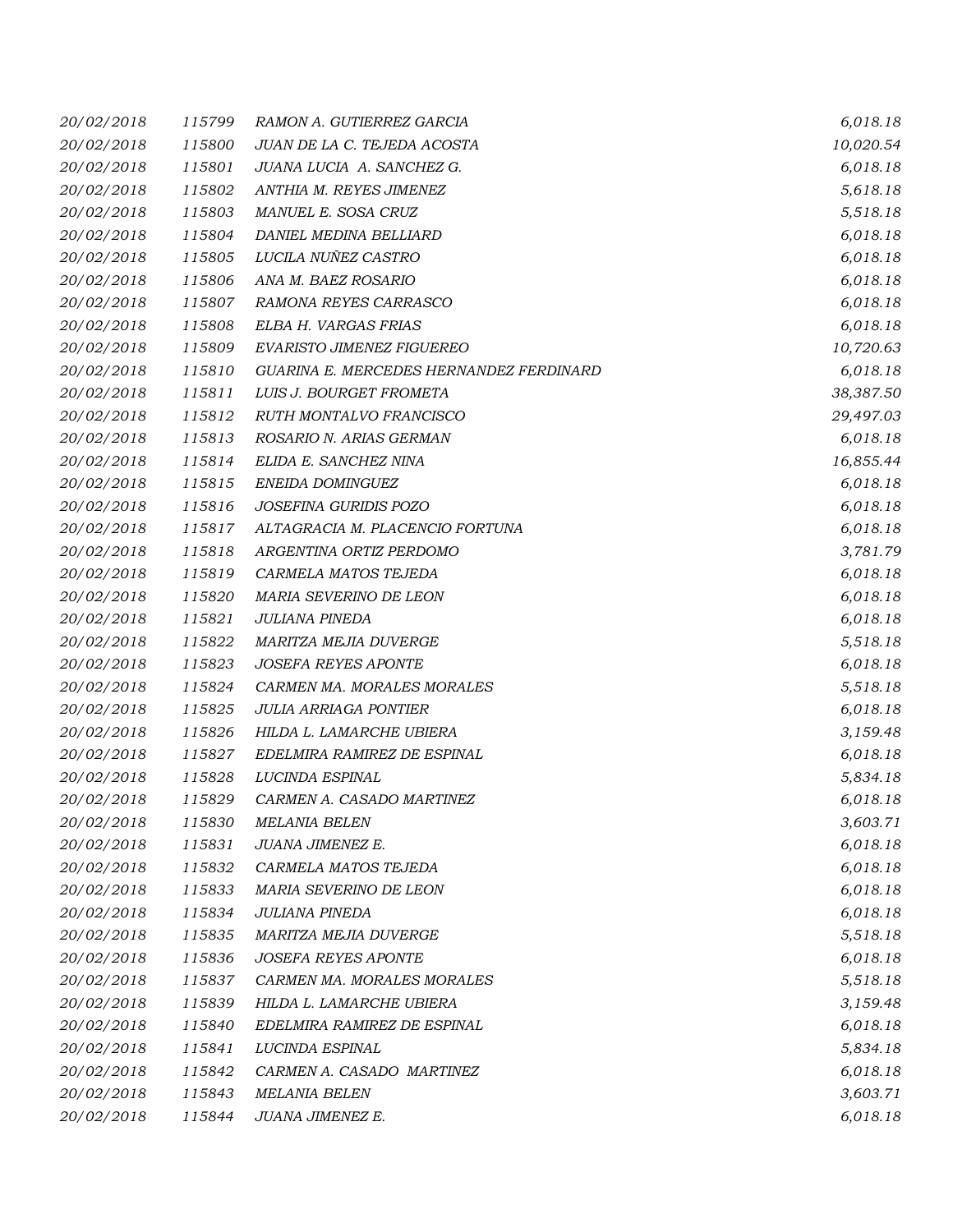| | | | |
|---|---|---|---|
| *20/02/2018* | *115799* | *RAMON A. GUTIERREZ GARCIA* | *6,018.18* |
| *20/02/2018* | *115800* | *JUAN DE LA C. TEJEDA ACOSTA* | *10,020.54* |
| *20/02/2018* | *115801* | *JUANA LUCIA A. SANCHEZ G.* | *6,018.18* |
| *20/02/2018* | *115802* | *ANTHIA M. REYES JIMENEZ* | *5,618.18* |
| *20/02/2018* | *115803* | *MANUEL E. SOSA CRUZ* | *5,518.18* |
| *20/02/2018* | *115804* | *DANIEL MEDINA BELLIARD* | *6,018.18* |
| *20/02/2018* | *115805* | *LUCILA NUÑEZ CASTRO* | *6,018.18* |
| *20/02/2018* | *115806* | *ANA M. BAEZ ROSARIO* | *6,018.18* |
| *20/02/2018* | *115807* | *RAMONA REYES CARRASCO* | *6,018.18* |
| *20/02/2018* | *115808* | *ELBA H. VARGAS FRIAS* | *6,018.18* |
| *20/02/2018* | *115809* | *EVARISTO JIMENEZ FIGUEREO* | *10,720.63* |
| *20/02/2018* | *115810* | *GUARINA E. MERCEDES HERNANDEZ FERDINARD* | *6,018.18* |
| *20/02/2018* | *115811* | *LUIS J. BOURGET FROMETA* | *38,387.50* |
| *20/02/2018* | *115812* | *RUTH MONTALVO FRANCISCO* | *29,497.03* |
| *20/02/2018* | *115813* | *ROSARIO N. ARIAS GERMAN* | *6,018.18* |
| *20/02/2018* | *115814* | *ELIDA E. SANCHEZ NINA* | *16,855.44* |
| *20/02/2018* | *115815* | *ENEIDA DOMINGUEZ* | *6,018.18* |
| *20/02/2018* | *115816* | *JOSEFINA GURIDIS POZO* | *6,018.18* |
| *20/02/2018* | *115817* | *ALTAGRACIA M. PLACENCIO FORTUNA* | *6,018.18* |
| *20/02/2018* | *115818* | *ARGENTINA ORTIZ PERDOMO* | *3,781.79* |
| *20/02/2018* | *115819* | *CARMELA MATOS TEJEDA* | *6,018.18* |
| *20/02/2018* | *115820* | *MARIA SEVERINO DE LEON* | *6,018.18* |
| *20/02/2018* | *115821* | *JULIANA PINEDA* | *6,018.18* |
| *20/02/2018* | *115822* | *MARITZA MEJIA DUVERGE* | *5,518.18* |
| *20/02/2018* | *115823* | *JOSEFA REYES APONTE* | *6,018.18* |
| *20/02/2018* | *115824* | *CARMEN MA. MORALES MORALES* | *5,518.18* |
| *20/02/2018* | *115825* | *JULIA ARRIAGA PONTIER* | *6,018.18* |
| *20/02/2018* | *115826* | *HILDA L. LAMARCHE UBIERA* | *3,159.48* |
| *20/02/2018* | *115827* | *EDELMIRA RAMIREZ DE ESPINAL* | *6,018.18* |
| *20/02/2018* | *115828* | *LUCINDA ESPINAL* | *5,834.18* |
| *20/02/2018* | *115829* | *CARMEN A. CASADO MARTINEZ* | *6,018.18* |
| *20/02/2018* | *115830* | *MELANIA BELEN* | *3,603.71* |
| *20/02/2018* | *115831* | *JUANA JIMENEZ E.* | *6,018.18* |
| *20/02/2018* | *115832* | *CARMELA MATOS TEJEDA* | *6,018.18* |
| *20/02/2018* | *115833* | *MARIA SEVERINO DE LEON* | *6,018.18* |
| *20/02/2018* | *115834* | *JULIANA PINEDA* | *6,018.18* |
| *20/02/2018* | *115835* | *MARITZA MEJIA DUVERGE* | *5,518.18* |
| *20/02/2018* | *115836* | *JOSEFA REYES APONTE* | *6,018.18* |
| *20/02/2018* | *115837* | *CARMEN MA. MORALES MORALES* | *5,518.18* |
| *20/02/2018* | *115839* | *HILDA L. LAMARCHE UBIERA* | *3,159.48* |
| *20/02/2018* | *115840* | *EDELMIRA RAMIREZ DE ESPINAL* | *6,018.18* |
| *20/02/2018* | *115841* | *LUCINDA ESPINAL* | *5,834.18* |
| *20/02/2018* | *115842* | *CARMEN A. CASADO MARTINEZ* | *6,018.18* |
| *20/02/2018* | *115843* | *MELANIA BELEN* | *3,603.71* |
| *20/02/2018* | *115844* | *JUANA JIMENEZ E.* | *6,018.18* |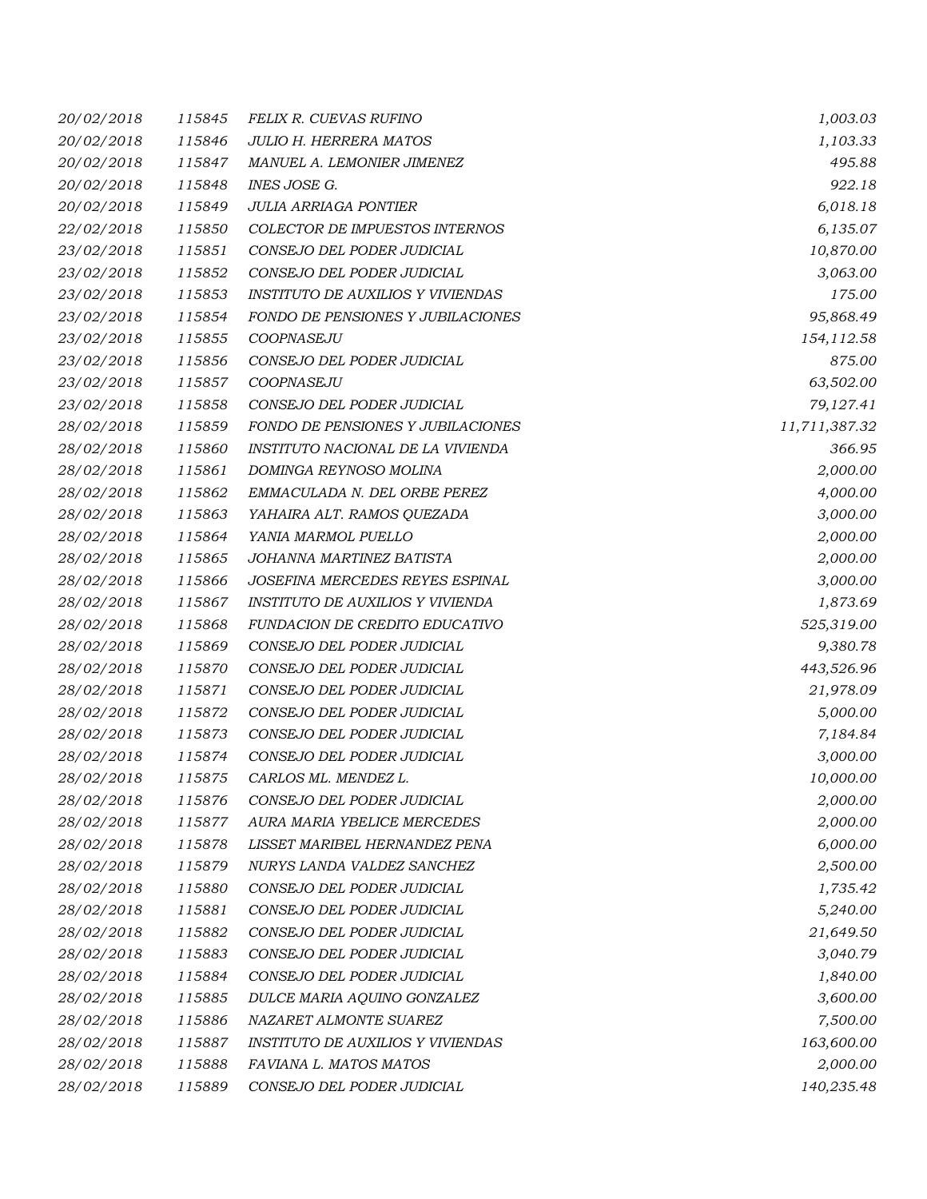| | | | |
|---|---|---|---|
| *20/02/2018* | *115845* | *FELIX R. CUEVAS RUFINO* | *1,003.03* |
| *20/02/2018* | *115846* | *JULIO H. HERRERA MATOS* | *1,103.33* |
| *20/02/2018* | *115847* | *MANUEL A. LEMONIER JIMENEZ* | *495.88* |
| *20/02/2018* | *115848* | *INES JOSE G.* | *922.18* |
| *20/02/2018* | *115849* | *JULIA ARRIAGA PONTIER* | *6,018.18* |
| *22/02/2018* | *115850* | *COLECTOR DE IMPUESTOS INTERNOS* | *6,135.07* |
| *23/02/2018* | *115851* | *CONSEJO DEL PODER JUDICIAL* | *10,870.00* |
| *23/02/2018* | *115852* | *CONSEJO DEL PODER JUDICIAL* | *3,063.00* |
| *23/02/2018* | *115853* | *INSTITUTO DE AUXILIOS Y VIVIENDAS* | *175.00* |
| *23/02/2018* | *115854* | *FONDO DE PENSIONES Y JUBILACIONES* | *95,868.49* |
| *23/02/2018* | *115855* | *COOPNASEJU* | *154,112.58* |
| *23/02/2018* | *115856* | *CONSEJO DEL PODER JUDICIAL* | *875.00* |
| *23/02/2018* | *115857* | *COOPNASEJU* | *63,502.00* |
| *23/02/2018* | *115858* | *CONSEJO DEL PODER JUDICIAL* | *79,127.41* |
| *28/02/2018* | *115859* | *FONDO DE PENSIONES Y JUBILACIONES* | *11,711,387.32* |
| *28/02/2018* | *115860* | *INSTITUTO NACIONAL DE LA VIVIENDA* | *366.95* |
| *28/02/2018* | *115861* | *DOMINGA REYNOSO MOLINA* | *2,000.00* |
| *28/02/2018* | *115862* | *EMMACULADA N. DEL ORBE PEREZ* | *4,000.00* |
| *28/02/2018* | *115863* | *YAHAIRA ALT. RAMOS QUEZADA* | *3,000.00* |
| *28/02/2018* | *115864* | *YANIA MARMOL PUELLO* | *2,000.00* |
| *28/02/2018* | *115865* | *JOHANNA MARTINEZ BATISTA* | *2,000.00* |
| *28/02/2018* | *115866* | *JOSEFINA MERCEDES REYES ESPINAL* | *3,000.00* |
| *28/02/2018* | *115867* | *INSTITUTO DE AUXILIOS Y VIVIENDA* | *1,873.69* |
| *28/02/2018* | *115868* | *FUNDACION DE CREDITO EDUCATIVO* | *525,319.00* |
| *28/02/2018* | *115869* | *CONSEJO DEL PODER JUDICIAL* | *9,380.78* |
| *28/02/2018* | *115870* | *CONSEJO DEL PODER JUDICIAL* | *443,526.96* |
| *28/02/2018* | *115871* | *CONSEJO DEL PODER JUDICIAL* | *21,978.09* |
| *28/02/2018* | *115872* | *CONSEJO DEL PODER JUDICIAL* | *5,000.00* |
| *28/02/2018* | *115873* | *CONSEJO DEL PODER JUDICIAL* | *7,184.84* |
| *28/02/2018* | *115874* | *CONSEJO DEL PODER JUDICIAL* | *3,000.00* |
| *28/02/2018* | *115875* | *CARLOS ML. MENDEZ L.* | *10,000.00* |
| *28/02/2018* | *115876* | *CONSEJO DEL PODER JUDICIAL* | *2,000.00* |
| *28/02/2018* | *115877* | *AURA MARIA YBELICE MERCEDES* | *2,000.00* |
| *28/02/2018* | *115878* | *LISSET MARIBEL HERNANDEZ PENA* | *6,000.00* |
| *28/02/2018* | *115879* | *NURYS LANDA VALDEZ SANCHEZ* | *2,500.00* |
| *28/02/2018* | *115880* | *CONSEJO DEL PODER JUDICIAL* | *1,735.42* |
| *28/02/2018* | *115881* | *CONSEJO DEL PODER JUDICIAL* | *5,240.00* |
| *28/02/2018* | *115882* | *CONSEJO DEL PODER JUDICIAL* | *21,649.50* |
| *28/02/2018* | *115883* | *CONSEJO DEL PODER JUDICIAL* | *3,040.79* |
| *28/02/2018* | *115884* | *CONSEJO DEL PODER JUDICIAL* | *1,840.00* |
| *28/02/2018* | *115885* | *DULCE MARIA AQUINO GONZALEZ* | *3,600.00* |
| *28/02/2018* | *115886* | *NAZARET ALMONTE SUAREZ* | *7,500.00* |
| *28/02/2018* | *115887* | *INSTITUTO DE AUXILIOS Y VIVIENDAS* | *163,600.00* |
| *28/02/2018* | *115888* | *FAVIANA L. MATOS MATOS* | *2,000.00* |
| *28/02/2018* | *115889* | *CONSEJO DEL PODER JUDICIAL* | *140,235.48* |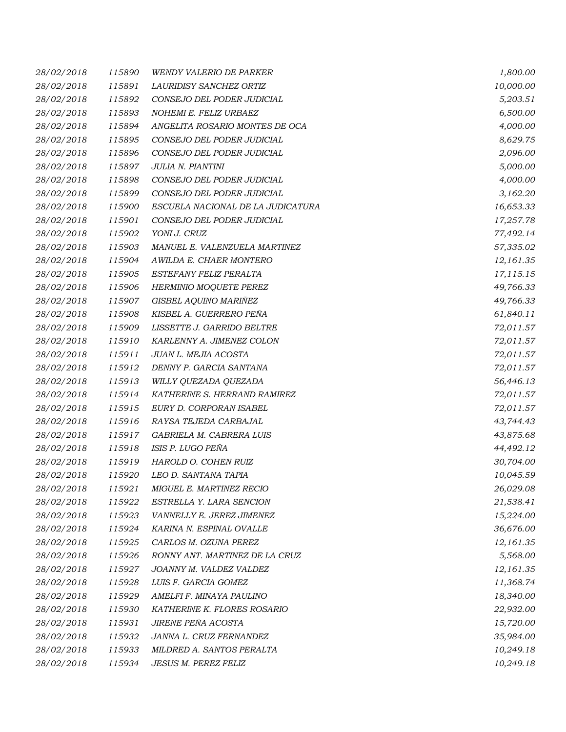| | | | |
|---|---|---|---|
| 28/02/2018 | 115890 | WENDY VALERIO DE PARKER | 1,800.00 |
| 28/02/2018 | 115891 | LAURIDISY SANCHEZ ORTIZ | 10,000.00 |
| 28/02/2018 | 115892 | CONSEJO DEL PODER JUDICIAL | 5,203.51 |
| 28/02/2018 | 115893 | NOHEMI E. FELIZ URBAEZ | 6,500.00 |
| 28/02/2018 | 115894 | ANGELITA ROSARIO MONTES DE OCA | 4,000.00 |
| 28/02/2018 | 115895 | CONSEJO DEL PODER JUDICIAL | 8,629.75 |
| 28/02/2018 | 115896 | CONSEJO DEL PODER JUDICIAL | 2,096.00 |
| 28/02/2018 | 115897 | JULIA N. PIANTINI | 5,000.00 |
| 28/02/2018 | 115898 | CONSEJO DEL PODER JUDICIAL | 4,000.00 |
| 28/02/2018 | 115899 | CONSEJO DEL PODER JUDICIAL | 3,162.20 |
| 28/02/2018 | 115900 | ESCUELA NACIONAL DE LA JUDICATURA | 16,653.33 |
| 28/02/2018 | 115901 | CONSEJO DEL PODER JUDICIAL | 17,257.78 |
| 28/02/2018 | 115902 | YONI J. CRUZ | 77,492.14 |
| 28/02/2018 | 115903 | MANUEL E. VALENZUELA MARTINEZ | 57,335.02 |
| 28/02/2018 | 115904 | AWILDA E. CHAER MONTERO | 12,161.35 |
| 28/02/2018 | 115905 | ESTEFANY FELIZ PERALTA | 17,115.15 |
| 28/02/2018 | 115906 | HERMINIO MOQUETE PEREZ | 49,766.33 |
| 28/02/2018 | 115907 | GISBEL AQUINO MARIÑEZ | 49,766.33 |
| 28/02/2018 | 115908 | KISBEL A. GUERRERO PEÑA | 61,840.11 |
| 28/02/2018 | 115909 | LISSETTE J. GARRIDO BELTRE | 72,011.57 |
| 28/02/2018 | 115910 | KARLENNY A. JIMENEZ COLON | 72,011.57 |
| 28/02/2018 | 115911 | JUAN L. MEJIA ACOSTA | 72,011.57 |
| 28/02/2018 | 115912 | DENNY P. GARCIA SANTANA | 72,011.57 |
| 28/02/2018 | 115913 | WILLY QUEZADA QUEZADA | 56,446.13 |
| 28/02/2018 | 115914 | KATHERINE S. HERRAND RAMIREZ | 72,011.57 |
| 28/02/2018 | 115915 | EURY D. CORPORAN ISABEL | 72,011.57 |
| 28/02/2018 | 115916 | RAYSA TEJEDA CARBAJAL | 43,744.43 |
| 28/02/2018 | 115917 | GABRIELA M. CABRERA LUIS | 43,875.68 |
| 28/02/2018 | 115918 | ISIS P. LUGO PEÑA | 44,492.12 |
| 28/02/2018 | 115919 | HAROLD O. COHEN RUIZ | 30,704.00 |
| 28/02/2018 | 115920 | LEO D. SANTANA TAPIA | 10,045.59 |
| 28/02/2018 | 115921 | MIGUEL E. MARTINEZ RECIO | 26,029.08 |
| 28/02/2018 | 115922 | ESTRELLA Y. LARA SENCION | 21,538.41 |
| 28/02/2018 | 115923 | VANNELLY E. JEREZ JIMENEZ | 15,224.00 |
| 28/02/2018 | 115924 | KARINA N. ESPINAL OVALLE | 36,676.00 |
| 28/02/2018 | 115925 | CARLOS M. OZUNA PEREZ | 12,161.35 |
| 28/02/2018 | 115926 | RONNY ANT. MARTINEZ DE LA CRUZ | 5,568.00 |
| 28/02/2018 | 115927 | JOANNY M. VALDEZ VALDEZ | 12,161.35 |
| 28/02/2018 | 115928 | LUIS F. GARCIA GOMEZ | 11,368.74 |
| 28/02/2018 | 115929 | AMELFI F. MINAYA PAULINO | 18,340.00 |
| 28/02/2018 | 115930 | KATHERINE K. FLORES ROSARIO | 22,932.00 |
| 28/02/2018 | 115931 | JIRENE PEÑA ACOSTA | 15,720.00 |
| 28/02/2018 | 115932 | JANNA L. CRUZ FERNANDEZ | 35,984.00 |
| 28/02/2018 | 115933 | MILDRED A. SANTOS PERALTA | 10,249.18 |
| 28/02/2018 | 115934 | JESUS M. PEREZ FELIZ | 10,249.18 |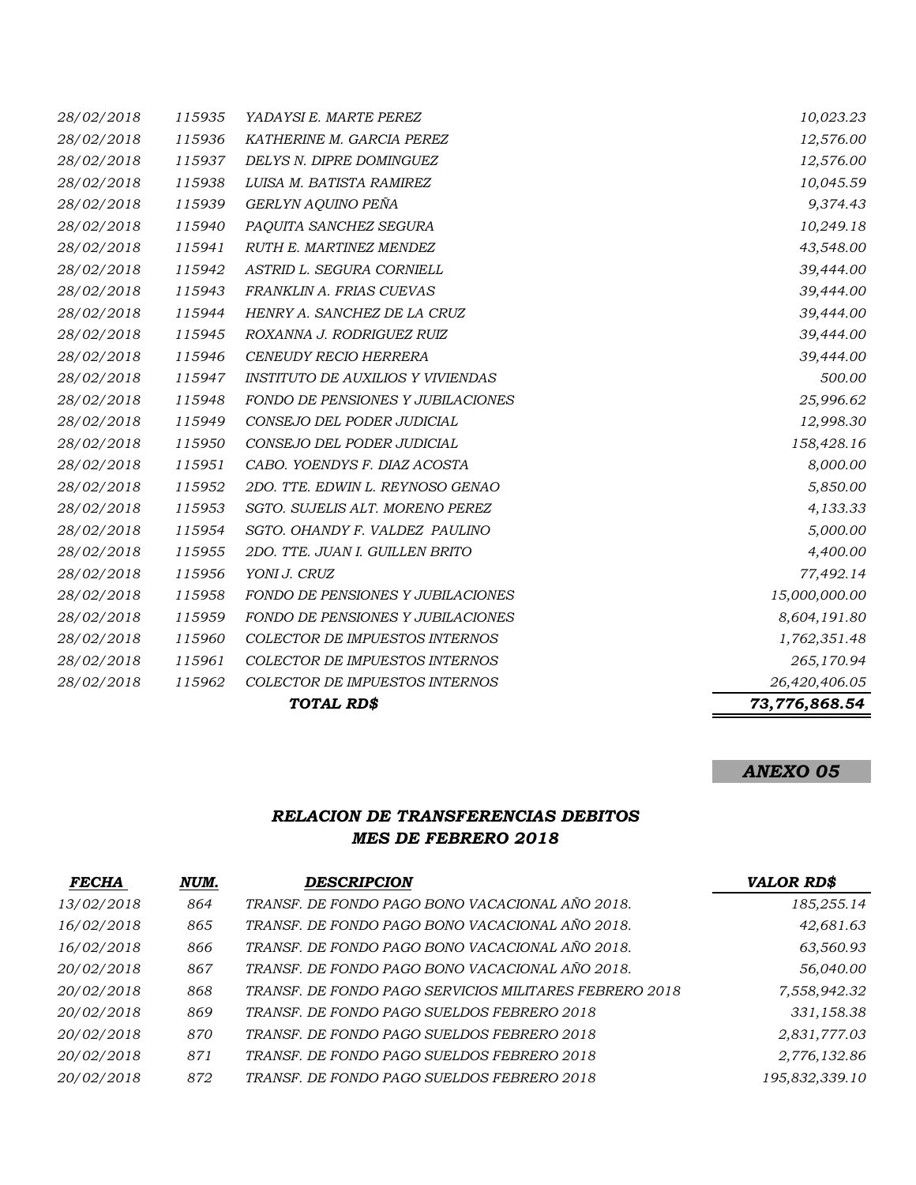| | | | |
|---|---|---|---|
| *28/02/2018* | *115935* | *YADAYSI E. MARTE PEREZ* | *10,023.23* |
| *28/02/2018* | *115936* | *KATHERINE M. GARCIA PEREZ* | *12,576.00* |
| *28/02/2018* | *115937* | *DELYS N. DIPRE DOMINGUEZ* | *12,576.00* |
| *28/02/2018* | *115938* | *LUISA M. BATISTA RAMIREZ* | *10,045.59* |
| *28/02/2018* | *115939* | *GERLYN AQUINO PEÑA* | *9,374.43* |
| *28/02/2018* | *115940* | *PAQUITA SANCHEZ SEGURA* | *10,249.18* |
| *28/02/2018* | *115941* | *RUTH E. MARTINEZ MENDEZ* | *43,548.00* |
| *28/02/2018* | *115942* | *ASTRID L. SEGURA CORNIELL* | *39,444.00* |
| *28/02/2018* | *115943* | *FRANKLIN A. FRIAS CUEVAS* | *39,444.00* |
| *28/02/2018* | *115944* | *HENRY A. SANCHEZ DE LA CRUZ* | *39,444.00* |
| *28/02/2018* | *115945* | *ROXANNA J. RODRIGUEZ RUIZ* | *39,444.00* |
| *28/02/2018* | *115946* | *CENEUDY RECIO HERRERA* | *39,444.00* |
| *28/02/2018* | *115947* | *INSTITUTO DE AUXILIOS Y VIVIENDAS* | *500.00* |
| *28/02/2018* | *115948* | *FONDO DE PENSIONES Y JUBILACIONES* | *25,996.62* |
| *28/02/2018* | *115949* | *CONSEJO DEL PODER JUDICIAL* | *12,998.30* |
| *28/02/2018* | *115950* | *CONSEJO DEL PODER JUDICIAL* | *158,428.16* |
| *28/02/2018* | *115951* | *CABO. YOENDYS F. DIAZ ACOSTA* | *8,000.00* |
| *28/02/2018* | *115952* | *2DO. TTE. EDWIN L. REYNOSO GENAO* | *5,850.00* |
| *28/02/2018* | *115953* | *SGTO. SUJELIS ALT. MORENO PEREZ* | *4,133.33* |
| *28/02/2018* | *115954* | *SGTO. OHANDY F. VALDEZ PAULINO* | *5,000.00* |
| *28/02/2018* | *115955* | *2DO. TTE. JUAN I. GUILLEN BRITO* | *4,400.00* |
| *28/02/2018* | *115956* | *YONI J. CRUZ* | *77,492.14* |
| *28/02/2018* | *115958* | *FONDO DE PENSIONES Y JUBILACIONES* | *15,000,000.00* |
| *28/02/2018* | *115959* | *FONDO DE PENSIONES Y JUBILACIONES* | *8,604,191.80* |
| *28/02/2018* | *115960* | *COLECTOR DE IMPUESTOS INTERNOS* | *1,762,351.48* |
| *28/02/2018* | *115961* | *COLECTOR DE IMPUESTOS INTERNOS* | *265,170.94* |
| *28/02/2018* | *115962* | *COLECTOR DE IMPUESTOS INTERNOS* | *26,420,406.05* |
| | | ***TOTAL RD$*** | ***73,776,868.54*** |

***ANEXO 05***

## *RELACION DE TRANSFERENCIAS DEBITOS*
## *MES DE FEBRERO 2018*

| ***FECHA*** | ***NUM.*** | ***DESCRIPCION*** | ***VALOR RD$*** |
|---|---|---|---|
| *13/02/2018* | *864* | *TRANSF. DE FONDO PAGO BONO VACACIONAL AÑO 2018.* | *185,255.14* |
| *16/02/2018* | *865* | *TRANSF. DE FONDO PAGO BONO VACACIONAL AÑO 2018.* | *42,681.63* |
| *16/02/2018* | *866* | *TRANSF. DE FONDO PAGO BONO VACACIONAL AÑO 2018.* | *63,560.93* |
| *20/02/2018* | *867* | *TRANSF. DE FONDO PAGO BONO VACACIONAL AÑO 2018.* | *56,040.00* |
| *20/02/2018* | *868* | *TRANSF. DE FONDO PAGO SERVICIOS MILITARES FEBRERO 2018* | *7,558,942.32* |
| *20/02/2018* | *869* | *TRANSF. DE FONDO PAGO SUELDOS FEBRERO 2018* | *331,158.38* |
| *20/02/2018* | *870* | *TRANSF. DE FONDO PAGO SUELDOS FEBRERO 2018* | *2,831,777.03* |
| *20/02/2018* | *871* | *TRANSF. DE FONDO PAGO SUELDOS FEBRERO 2018* | *2,776,132.86* |
| *20/02/2018* | *872* | *TRANSF. DE FONDO PAGO SUELDOS FEBRERO 2018* | *195,832,339.10* |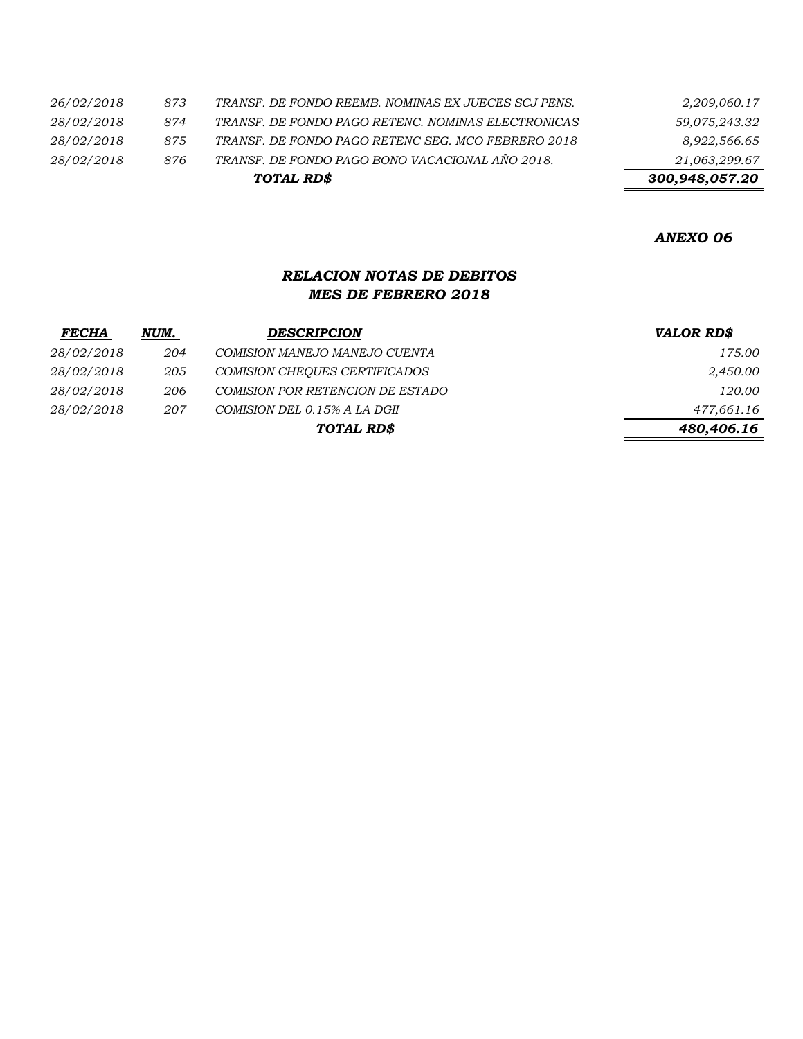| | | | |
|---|---|---|---|
| 26/02/2018 | 873 | TRANSF. DE FONDO REEMB. NOMINAS EX JUECES SCJ PENS. | 2,209,060.17 |
| 28/02/2018 | 874 | TRANSF. DE FONDO PAGO RETENC. NOMINAS ELECTRONICAS | 59,075,243.32 |
| 28/02/2018 | 875 | TRANSF. DE FONDO PAGO RETENC SEG. MCO FEBRERO 2018 | 8,922,566.65 |
| 28/02/2018 | 876 | TRANSF. DE FONDO PAGO BONO VACACIONAL AÑO 2018. | 21,063,299.67 |
| | | ***TOTAL RD$*** | ***300,948,057.20*** |

***ANEXO 06***

## *RELACION NOTAS DE DEBITOS*
## *MES DE FEBRERO 2018*

| *FECHA* | *NUM.* | *DESCRIPCION* | *VALOR RD$* |
|---|---|---|---|
| 28/02/2018 | 204 | COMISION MANEJO MANEJO CUENTA | 175.00 |
| 28/02/2018 | 205 | COMISION CHEQUES CERTIFICADOS | 2,450.00 |
| 28/02/2018 | 206 | COMISION POR RETENCION DE ESTADO | 120.00 |
| 28/02/2018 | 207 | COMISION DEL 0.15% A LA DGII | 477,661.16 |
| | | ***TOTAL RD$*** | ***480,406.16*** |